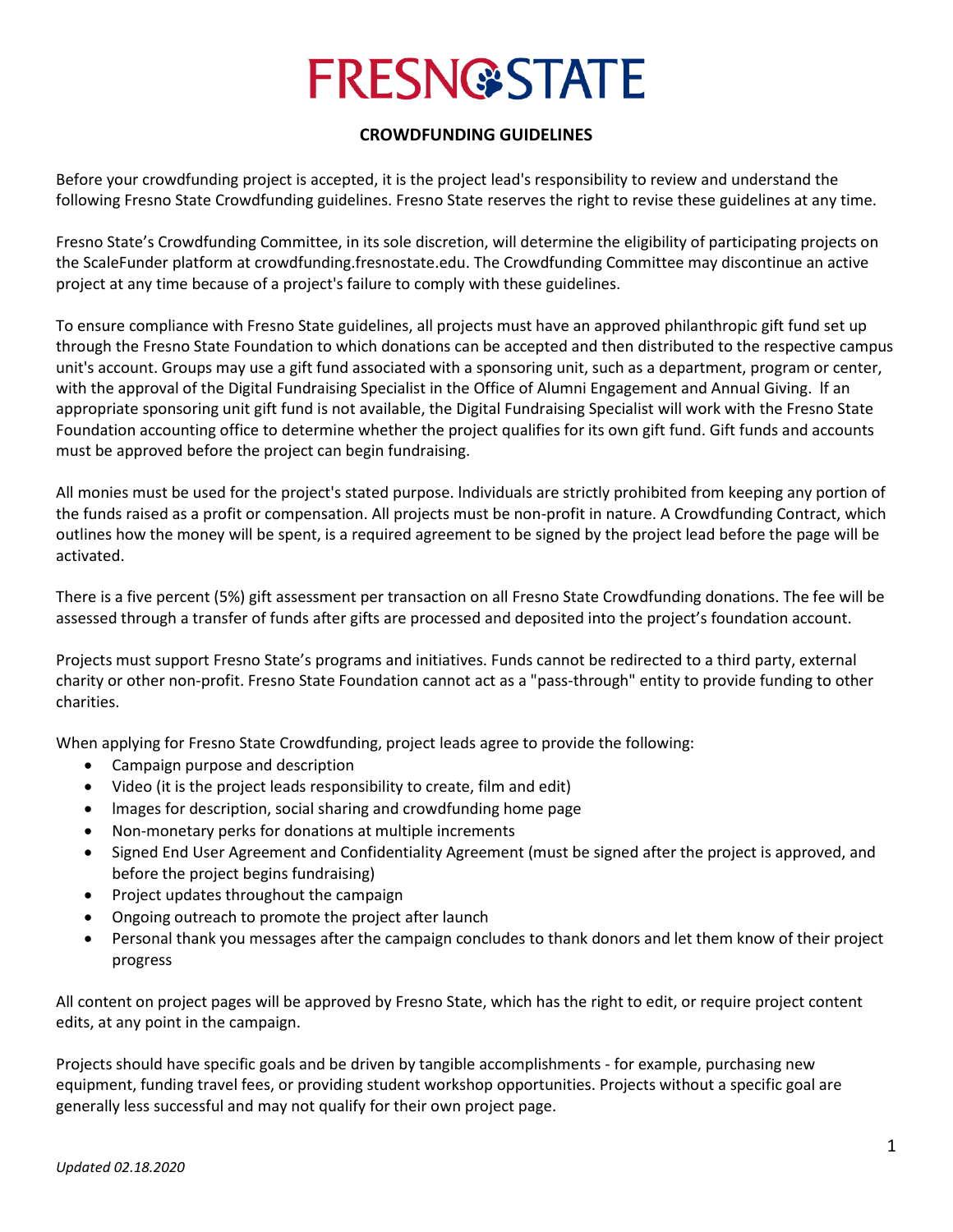# FRESNO STATE

**CROWDFUNDING GUIDELINES**

Before your crowdfunding project is accepted, it is the project lead's responsibility to review and understand the following Fresno State Crowdfunding guidelines. Fresno State reserves the right to revise these guidelines at any time.

Fresno State's Crowdfunding Committee, in its sole discretion, will determine the eligibility of participating projects on the ScaleFunder platform at crowdfunding.fresnostate.edu. The Crowdfunding Committee may discontinue an active project at any time because of a project's failure to comply with these guidelines.

To ensure compliance with Fresno State guidelines, all projects must have an approved philanthropic gift fund set up through the Fresno State Foundation to which donations can be accepted and then distributed to the respective campus unit's account. Groups may use a gift fund associated with a sponsoring unit, such as a department, program or center, with the approval of the Digital Fundraising Specialist in the Office of Alumni Engagement and Annual Giving. If an appropriate sponsoring unit gift fund is not available, the Digital Fundraising Specialist will work with the Fresno State Foundation accounting office to determine whether the project qualifies for its own gift fund. Gift funds and accounts must be approved before the project can begin fundraising.

All monies must be used for the project's stated purpose. Individuals are strictly prohibited from keeping any portion of the funds raised as a profit or compensation. All projects must be non-profit in nature. A Crowdfunding Contract, which outlines how the money will be spent, is a required agreement to be signed by the project lead before the page will be activated.

There is a five percent (5%) gift assessment per transaction on all Fresno State Crowdfunding donations. The fee will be assessed through a transfer of funds after gifts are processed and deposited into the project's foundation account.

Projects must support Fresno State's programs and initiatives. Funds cannot be redirected to a third party, external charity or other non-profit. Fresno State Foundation cannot act as a "pass-through" entity to provide funding to other charities.

When applying for Fresno State Crowdfunding, project leads agree to provide the following:

- Campaign purpose and description
- Video (it is the project leads responsibility to create, film and edit)
- Images for description, social sharing and crowdfunding home page
- Non-monetary perks for donations at multiple increments
- Signed End User Agreement and Confidentiality Agreement (must be signed after the project is approved, and before the project begins fundraising)
- Project updates throughout the campaign
- Ongoing outreach to promote the project after launch
- Personal thank you messages after the campaign concludes to thank donors and let them know of their project progress

All content on project pages will be approved by Fresno State, which has the right to edit, or require project content edits, at any point in the campaign.

Projects should have specific goals and be driven by tangible accomplishments - for example, purchasing new equipment, funding travel fees, or providing student workshop opportunities. Projects without a specific goal are generally less successful and may not qualify for their own project page.

*Updated 02.18.2020*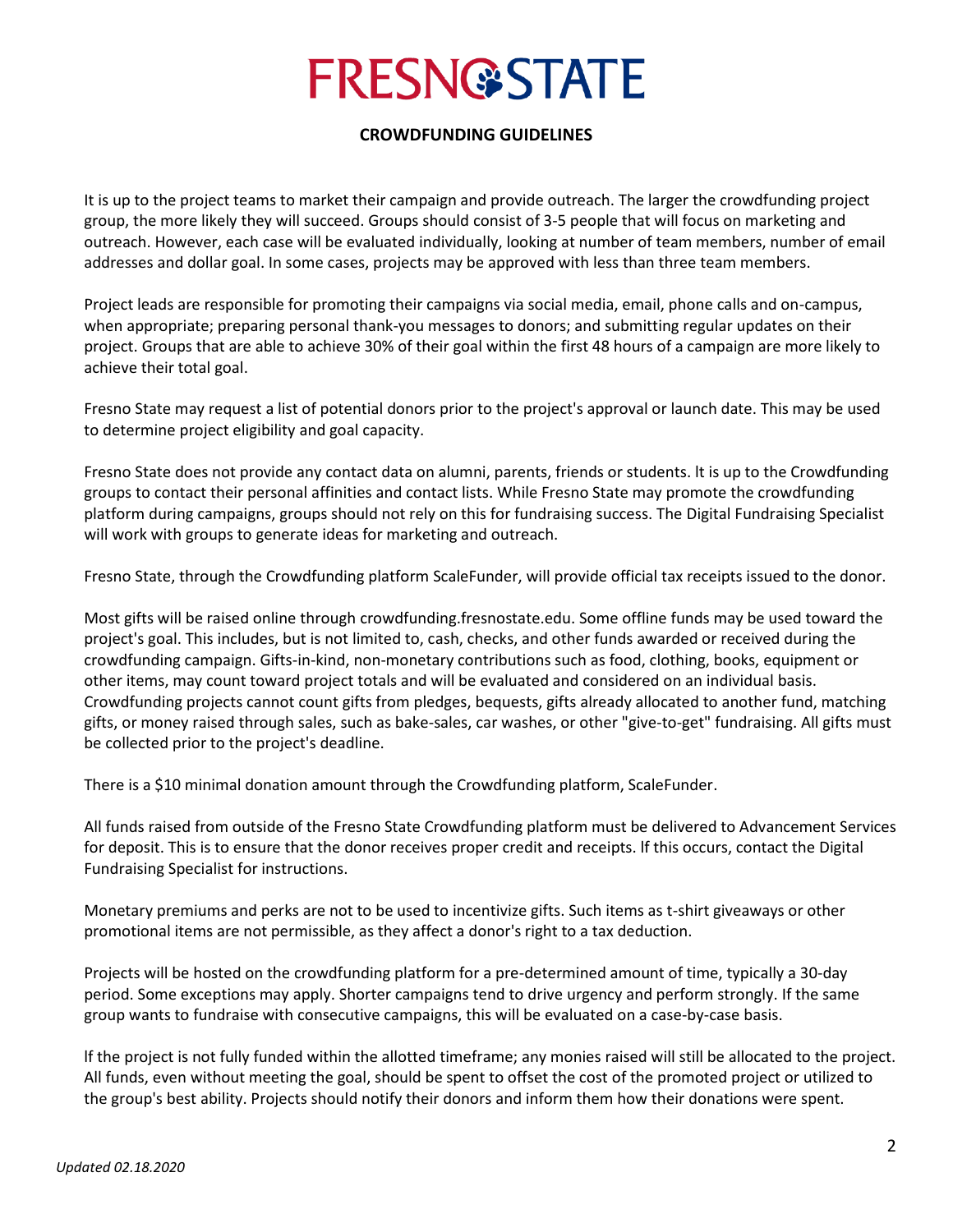# FRESNO STATE

**CROWDFUNDING GUIDELINES**

It is up to the project teams to market their campaign and provide outreach. The larger the crowdfunding project group, the more likely they will succeed. Groups should consist of 3-5 people that will focus on marketing and outreach. However, each case will be evaluated individually, looking at number of team members, number of email addresses and dollar goal. In some cases, projects may be approved with less than three team members.

Project leads are responsible for promoting their campaigns via social media, email, phone calls and on-campus, when appropriate; preparing personal thank-you messages to donors; and submitting regular updates on their project. Groups that are able to achieve 30% of their goal within the first 48 hours of a campaign are more likely to achieve their total goal.

Fresno State may request a list of potential donors prior to the project's approval or launch date. This may be used to determine project eligibility and goal capacity.

Fresno State does not provide any contact data on alumni, parents, friends or students. It is up to the Crowdfunding groups to contact their personal affinities and contact lists. While Fresno State may promote the crowdfunding platform during campaigns, groups should not rely on this for fundraising success. The Digital Fundraising Specialist will work with groups to generate ideas for marketing and outreach.

Fresno State, through the Crowdfunding platform ScaleFunder, will provide official tax receipts issued to the donor.

Most gifts will be raised online through crowdfunding.fresnostate.edu. Some offline funds may be used toward the project's goal. This includes, but is not limited to, cash, checks, and other funds awarded or received during the crowdfunding campaign. Gifts-in-kind, non-monetary contributions such as food, clothing, books, equipment or other items, may count toward project totals and will be evaluated and considered on an individual basis. Crowdfunding projects cannot count gifts from pledges, bequests, gifts already allocated to another fund, matching gifts, or money raised through sales, such as bake-sales, car washes, or other "give-to-get" fundraising. All gifts must be collected prior to the project's deadline.

There is a $10 minimal donation amount through the Crowdfunding platform, ScaleFunder.

All funds raised from outside of the Fresno State Crowdfunding platform must be delivered to Advancement Services for deposit. This is to ensure that the donor receives proper credit and receipts. If this occurs, contact the Digital Fundraising Specialist for instructions.

Monetary premiums and perks are not to be used to incentivize gifts. Such items as t-shirt giveaways or other promotional items are not permissible, as they affect a donor's right to a tax deduction.

Projects will be hosted on the crowdfunding platform for a pre-determined amount of time, typically a 30-day period. Some exceptions may apply. Shorter campaigns tend to drive urgency and perform strongly. If the same group wants to fundraise with consecutive campaigns, this will be evaluated on a case-by-case basis.

If the project is not fully funded within the allotted timeframe; any monies raised will still be allocated to the project. All funds, even without meeting the goal, should be spent to offset the cost of the promoted project or utilized to the group's best ability. Projects should notify their donors and inform them how their donations were spent.

*Updated 02.18.2020*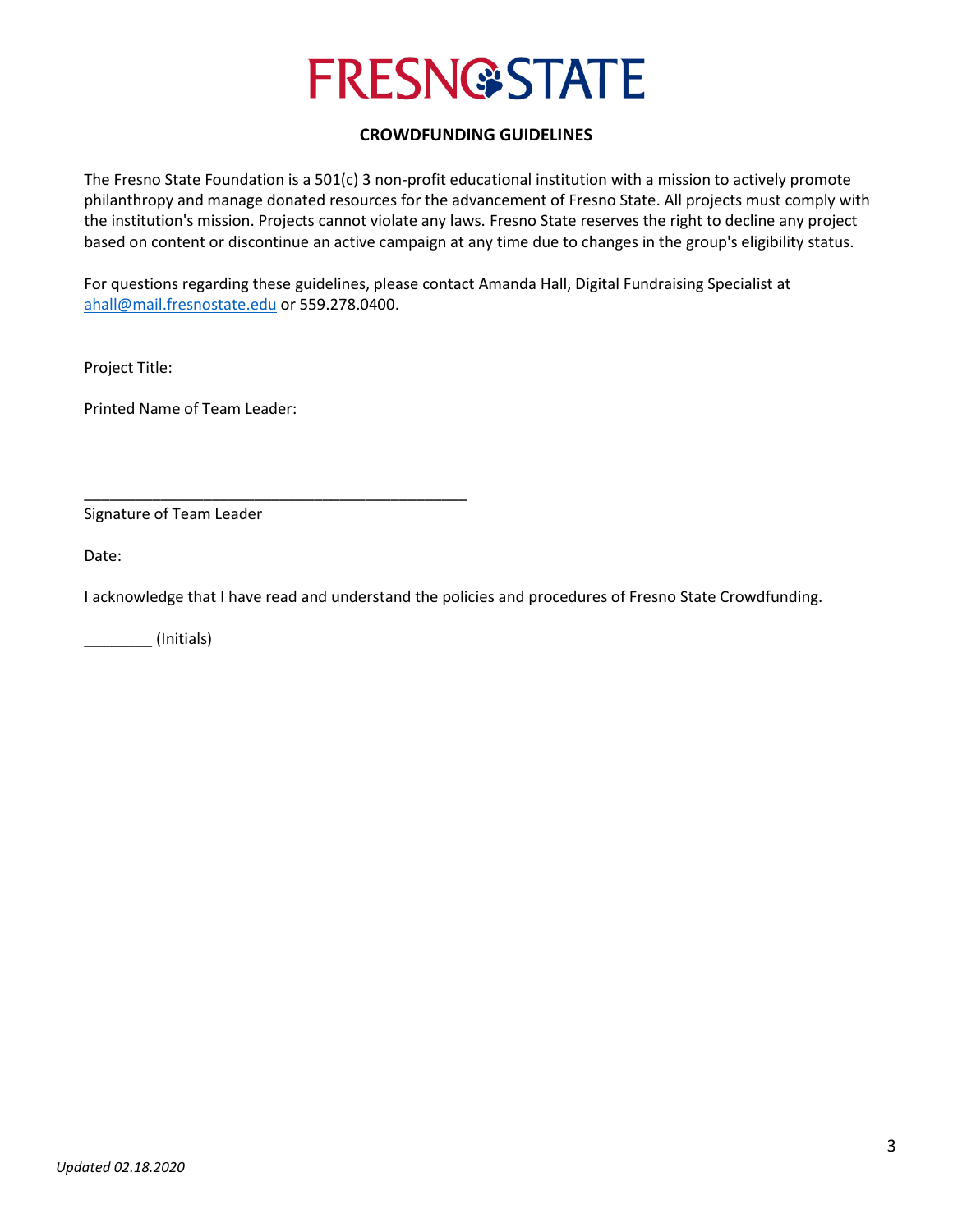# FRESNO STATE

**CROWDFUNDING GUIDELINES**

The Fresno State Foundation is a 501(c) 3 non-profit educational institution with a mission to actively promote philanthropy and manage donated resources for the advancement of Fresno State. All projects must comply with the institution's mission. Projects cannot violate any laws. Fresno State reserves the right to decline any project based on content or discontinue an active campaign at any time due to changes in the group's eligibility status.

For questions regarding these guidelines, please contact Amanda Hall, Digital Fundraising Specialist at ahall@mail.fresnostate.edu or 559.278.0400.

Project Title:

Printed Name of Team Leader:

_______________________________________________
Signature of Team Leader

Date:

I acknowledge that I have read and understand the policies and procedures of Fresno State Crowdfunding.

________ (Initials)

*Updated 02.18.2020*